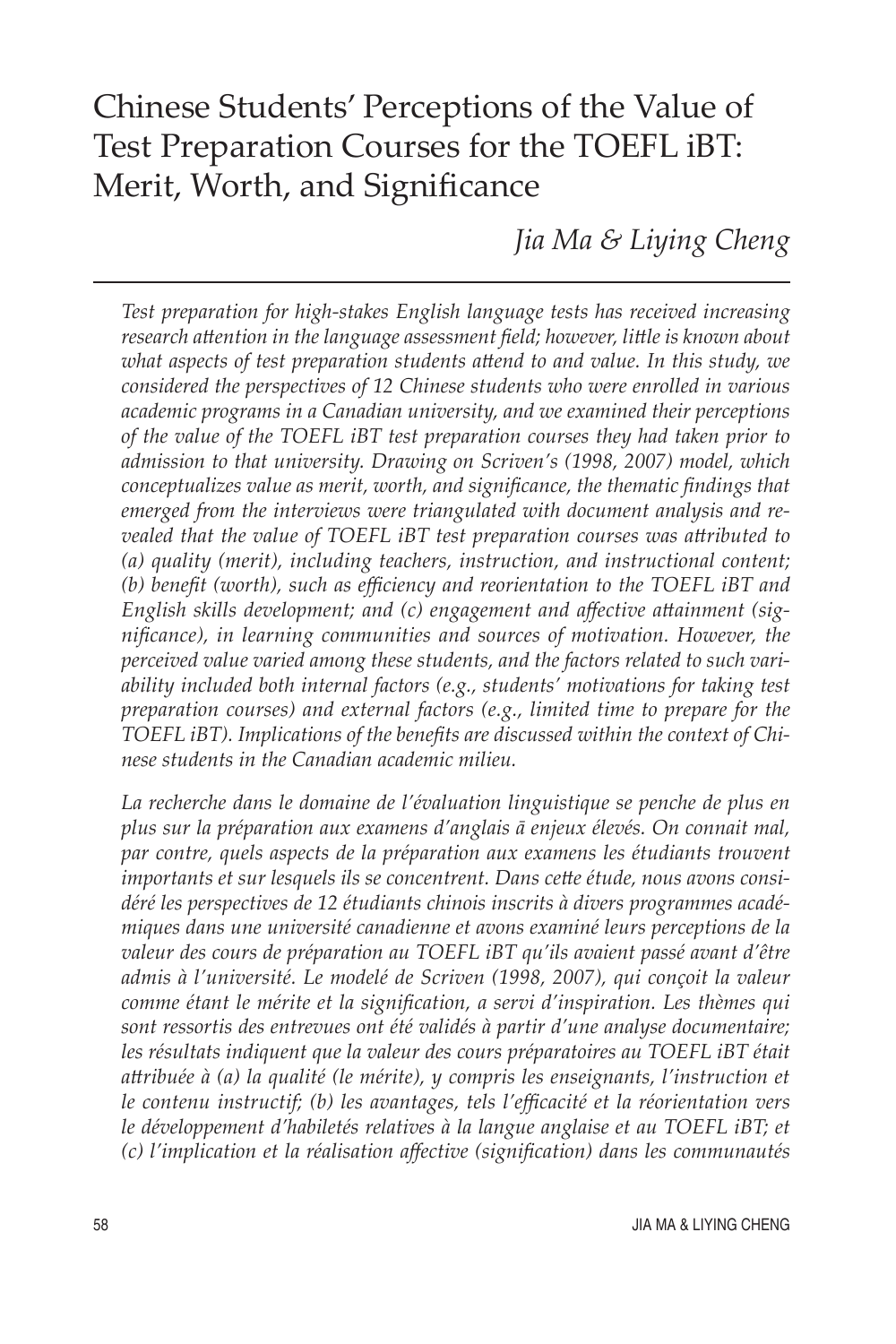# Chinese Students' Perceptions of the Value of Test Preparation Courses for the TOEFL iBT: Merit, Worth, and Significance

*Jia Ma & Liying Cheng*

*Test preparation for high-stakes English language tests has received increasing research attention in the language assessment field; however, little is known about what aspects of test preparation students attend to and value. In this study, we considered the perspectives of 12 Chinese students who were enrolled in various academic programs in a Canadian university, and we examined their perceptions of the value of the TOEFL iBT test preparation courses they had taken prior to admission to that university. Drawing on Scriven's (1998, 2007) model, which conceptualizes value as merit, worth, and significance, the thematic findings that emerged from the interviews were triangulated with document analysis and revealed that the value of TOEFL iBT test preparation courses was attributed to (a) quality (merit), including teachers, instruction, and instructional content; (b) benefit (worth), such as efficiency and reorientation to the TOEFL iBT and English skills development; and (c) engagement and affective attainment (significance), in learning communities and sources of motivation. However, the perceived value varied among these students, and the factors related to such variability included both internal factors (e.g., students' motivations for taking test preparation courses) and external factors (e.g., limited time to prepare for the TOEFL iBT). Implications of the benefits are discussed within the context of Chinese students in the Canadian academic milieu.*

*La recherche dans le domaine de l'évaluation linguistique se penche de plus en plus sur la préparation aux examens d'anglais ā enjeux élevés. On connait mal, par contre, quels aspects de la préparation aux examens les étudiants trouvent importants et sur lesquels ils se concentrent. Dans cette étude, nous avons considéré les perspectives de 12 étudiants chinois inscrits à divers programmes académiques dans une université canadienne et avons examiné leurs perceptions de la valeur des cours de préparation au TOEFL iBT qu'ils avaient passé avant d'être admis à l'université. Le modelé de Scriven (1998, 2007), qui conçoit la valeur comme étant le mérite et la signification, a servi d'inspiration. Les thèmes qui sont ressortis des entrevues ont été validés à partir d'une analyse documentaire; les résultats indiquent que la valeur des cours préparatoires au TOEFL iBT était attribuée à (a) la qualité (le mérite), y compris les enseignants, l'instruction et le contenu instructif; (b) les avantages, tels l'efficacité et la réorientation vers le développement d'habiletés relatives à la langue anglaise et au TOEFL iBT; et (c) l'implication et la réalisation affective (signification) dans les communautés*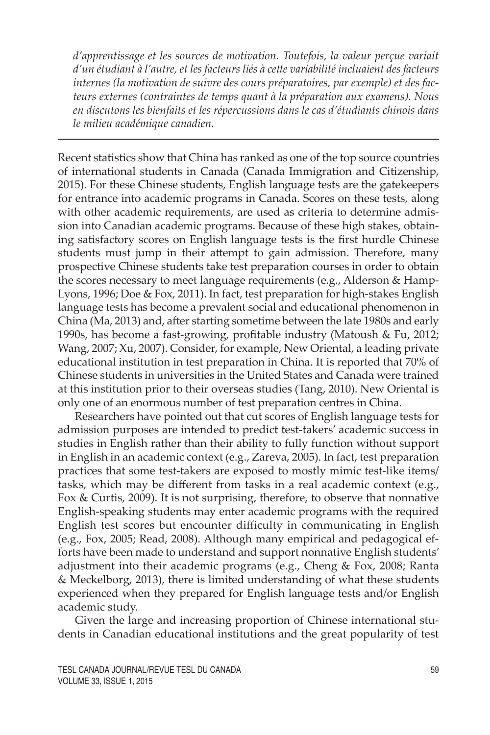*d'apprentissage et les sources de motivation. Toutefois, la valeur perçue variait d'un étudiant à l'autre, et les facteurs liés à cette variabilité incluaient des facteurs internes (la motivation de suivre des cours préparatoires, par exemple) et des facteurs externes (contraintes de temps quant à la préparation aux examens). Nous en discutons les bienfaits et les répercussions dans le cas d'étudiants chinois dans le milieu académique canadien.*

---

Recent statistics show that China has ranked as one of the top source countries of international students in Canada (Canada Immigration and Citizenship, 2015). For these Chinese students, English language tests are the gatekeepers for entrance into academic programs in Canada. Scores on these tests, along with other academic requirements, are used as criteria to determine admission into Canadian academic programs. Because of these high stakes, obtaining satisfactory scores on English language tests is the first hurdle Chinese students must jump in their attempt to gain admission. Therefore, many prospective Chinese students take test preparation courses in order to obtain the scores necessary to meet language requirements (e.g., Alderson & Hamp-Lyons, 1996; Doe & Fox, 2011). In fact, test preparation for high-stakes English language tests has become a prevalent social and educational phenomenon in China (Ma, 2013) and, after starting sometime between the late 1980s and early 1990s, has become a fast-growing, profitable industry (Matoush & Fu, 2012; Wang, 2007; Xu, 2007). Consider, for example, New Oriental, a leading private educational institution in test preparation in China. It is reported that 70% of Chinese students in universities in the United States and Canada were trained at this institution prior to their overseas studies (Tang, 2010). New Oriental is only one of an enormous number of test preparation centres in China.

Researchers have pointed out that cut scores of English language tests for admission purposes are intended to predict test-takers' academic success in studies in English rather than their ability to fully function without support in English in an academic context (e.g., Zareva, 2005). In fact, test preparation practices that some test-takers are exposed to mostly mimic test-like items/tasks, which may be different from tasks in a real academic context (e.g., Fox & Curtis, 2009). It is not surprising, therefore, to observe that nonnative English-speaking students may enter academic programs with the required English test scores but encounter difficulty in communicating in English (e.g., Fox, 2005; Read, 2008). Although many empirical and pedagogical efforts have been made to understand and support nonnative English students' adjustment into their academic programs (e.g., Cheng & Fox, 2008; Ranta & Meckelborg, 2013), there is limited understanding of what these students experienced when they prepared for English language tests and/or English academic study.

Given the large and increasing proportion of Chinese international students in Canadian educational institutions and the great popularity of test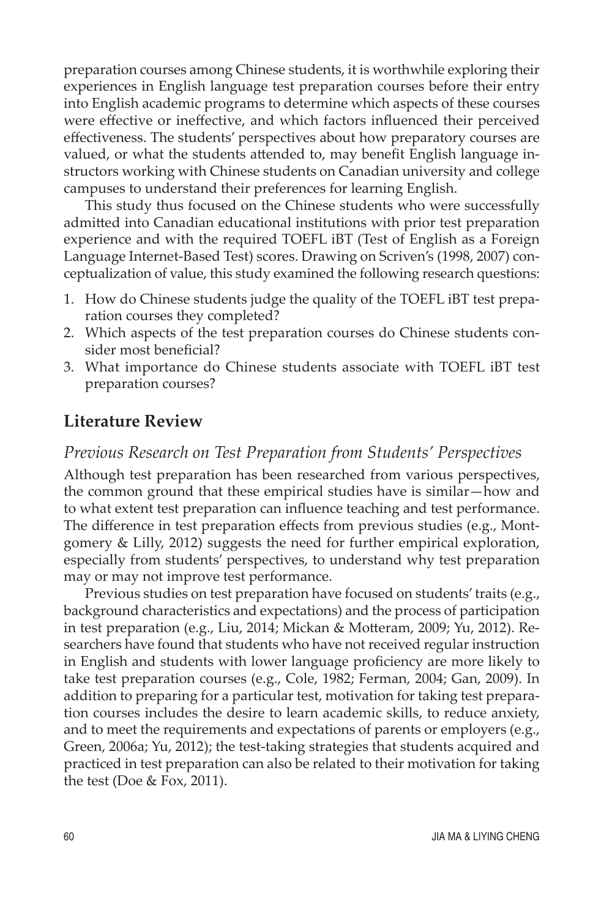preparation courses among Chinese students, it is worthwhile exploring their experiences in English language test preparation courses before their entry into English academic programs to determine which aspects of these courses were effective or ineffective, and which factors influenced their perceived effectiveness. The students' perspectives about how preparatory courses are valued, or what the students attended to, may benefit English language instructors working with Chinese students on Canadian university and college campuses to understand their preferences for learning English.

This study thus focused on the Chinese students who were successfully admitted into Canadian educational institutions with prior test preparation experience and with the required TOEFL iBT (Test of English as a Foreign Language Internet-Based Test) scores. Drawing on Scriven's (1998, 2007) conceptualization of value, this study examined the following research questions:

1. How do Chinese students judge the quality of the TOEFL iBT test preparation courses they completed?
2. Which aspects of the test preparation courses do Chinese students consider most beneficial?
3. What importance do Chinese students associate with TOEFL iBT test preparation courses?

## Literature Review

### *Previous Research on Test Preparation from Students' Perspectives*

Although test preparation has been researched from various perspectives, the common ground that these empirical studies have is similar—how and to what extent test preparation can influence teaching and test performance. The difference in test preparation effects from previous studies (e.g., Montgomery & Lilly, 2012) suggests the need for further empirical exploration, especially from students' perspectives, to understand why test preparation may or may not improve test performance.

Previous studies on test preparation have focused on students' traits (e.g., background characteristics and expectations) and the process of participation in test preparation (e.g., Liu, 2014; Mickan & Motteram, 2009; Yu, 2012). Researchers have found that students who have not received regular instruction in English and students with lower language proficiency are more likely to take test preparation courses (e.g., Cole, 1982; Ferman, 2004; Gan, 2009). In addition to preparing for a particular test, motivation for taking test preparation courses includes the desire to learn academic skills, to reduce anxiety, and to meet the requirements and expectations of parents or employers (e.g., Green, 2006a; Yu, 2012); the test-taking strategies that students acquired and practiced in test preparation can also be related to their motivation for taking the test (Doe & Fox, 2011).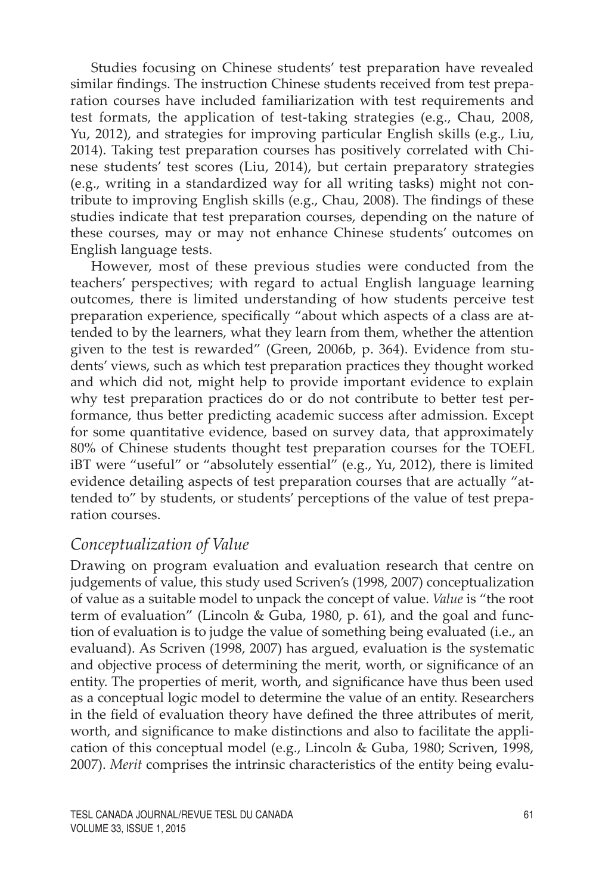Studies focusing on Chinese students' test preparation have revealed similar findings. The instruction Chinese students received from test preparation courses have included familiarization with test requirements and test formats, the application of test-taking strategies (e.g., Chau, 2008, Yu, 2012), and strategies for improving particular English skills (e.g., Liu, 2014). Taking test preparation courses has positively correlated with Chinese students' test scores (Liu, 2014), but certain preparatory strategies (e.g., writing in a standardized way for all writing tasks) might not contribute to improving English skills (e.g., Chau, 2008). The findings of these studies indicate that test preparation courses, depending on the nature of these courses, may or may not enhance Chinese students' outcomes on English language tests.

However, most of these previous studies were conducted from the teachers' perspectives; with regard to actual English language learning outcomes, there is limited understanding of how students perceive test preparation experience, specifically "about which aspects of a class are attended to by the learners, what they learn from them, whether the attention given to the test is rewarded" (Green, 2006b, p. 364). Evidence from students' views, such as which test preparation practices they thought worked and which did not, might help to provide important evidence to explain why test preparation practices do or do not contribute to better test performance, thus better predicting academic success after admission. Except for some quantitative evidence, based on survey data, that approximately 80% of Chinese students thought test preparation courses for the TOEFL iBT were "useful" or "absolutely essential" (e.g., Yu, 2012), there is limited evidence detailing aspects of test preparation courses that are actually "attended to" by students, or students' perceptions of the value of test preparation courses.

### *Conceptualization of Value*

Drawing on program evaluation and evaluation research that centre on judgements of value, this study used Scriven's (1998, 2007) conceptualization of value as a suitable model to unpack the concept of value. *Value* is "the root term of evaluation" (Lincoln & Guba, 1980, p. 61), and the goal and function of evaluation is to judge the value of something being evaluated (i.e., an evaluand). As Scriven (1998, 2007) has argued, evaluation is the systematic and objective process of determining the merit, worth, or significance of an entity. The properties of merit, worth, and significance have thus been used as a conceptual logic model to determine the value of an entity. Researchers in the field of evaluation theory have defined the three attributes of merit, worth, and significance to make distinctions and also to facilitate the application of this conceptual model (e.g., Lincoln & Guba, 1980; Scriven, 1998, 2007). *Merit* comprises the intrinsic characteristics of the entity being evalu-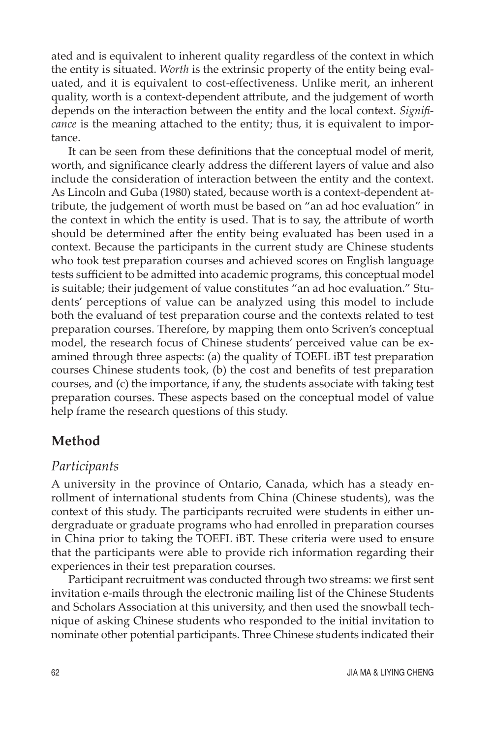ated and is equivalent to inherent quality regardless of the context in which the entity is situated. *Worth* is the extrinsic property of the entity being evaluated, and it is equivalent to cost-effectiveness. Unlike merit, an inherent quality, worth is a context-dependent attribute, and the judgement of worth depends on the interaction between the entity and the local context. *Significance* is the meaning attached to the entity; thus, it is equivalent to importance.

It can be seen from these definitions that the conceptual model of merit, worth, and significance clearly address the different layers of value and also include the consideration of interaction between the entity and the context. As Lincoln and Guba (1980) stated, because worth is a context-dependent attribute, the judgement of worth must be based on "an ad hoc evaluation" in the context in which the entity is used. That is to say, the attribute of worth should be determined after the entity being evaluated has been used in a context. Because the participants in the current study are Chinese students who took test preparation courses and achieved scores on English language tests sufficient to be admitted into academic programs, this conceptual model is suitable; their judgement of value constitutes "an ad hoc evaluation." Students' perceptions of value can be analyzed using this model to include both the evaluand of test preparation course and the contexts related to test preparation courses. Therefore, by mapping them onto Scriven's conceptual model, the research focus of Chinese students' perceived value can be examined through three aspects: (a) the quality of TOEFL iBT test preparation courses Chinese students took, (b) the cost and benefits of test preparation courses, and (c) the importance, if any, the students associate with taking test preparation courses. These aspects based on the conceptual model of value help frame the research questions of this study.

## Method

### *Participants*

A university in the province of Ontario, Canada, which has a steady enrollment of international students from China (Chinese students), was the context of this study. The participants recruited were students in either undergraduate or graduate programs who had enrolled in preparation courses in China prior to taking the TOEFL iBT. These criteria were used to ensure that the participants were able to provide rich information regarding their experiences in their test preparation courses.

Participant recruitment was conducted through two streams: we first sent invitation e-mails through the electronic mailing list of the Chinese Students and Scholars Association at this university, and then used the snowball technique of asking Chinese students who responded to the initial invitation to nominate other potential participants. Three Chinese students indicated their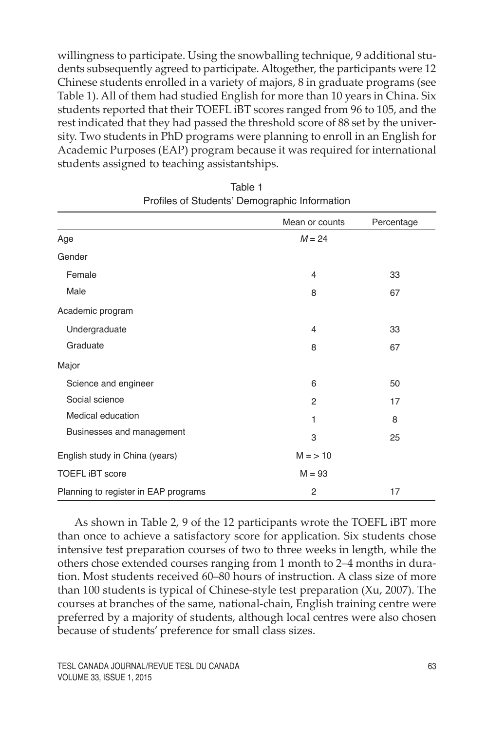willingness to participate. Using the snowballing technique, 9 additional students subsequently agreed to participate. Altogether, the participants were 12 Chinese students enrolled in a variety of majors, 8 in graduate programs (see Table 1). All of them had studied English for more than 10 years in China. Six students reported that their TOEFL iBT scores ranged from 96 to 105, and the rest indicated that they had passed the threshold score of 88 set by the university. Two students in PhD programs were planning to enroll in an English for Academic Purposes (EAP) program because it was required for international students assigned to teaching assistantships.

Table 1
Profiles of Students' Demographic Information

| | Mean or counts | Percentage |
|---|---|---|
| Age | $M = 24$ | |
| Gender | | |
| Female | 4 | 33 |
| Male | 8 | 67 |
| Academic program | | |
| Undergraduate | 4 | 33 |
| Graduate | 8 | 67 |
| Major | | |
| Science and engineer | 6 | 50 |
| Social science | 2 | 17 |
| Medical education | 1 | 8 |
| Businesses and management | 3 | 25 |
| English study in China (years) | M = > 10 | |
| TOEFL iBT score | M = 93 | |
| Planning to register in EAP programs | 2 | 17 |

As shown in Table 2, 9 of the 12 participants wrote the TOEFL iBT more than once to achieve a satisfactory score for application. Six students chose intensive test preparation courses of two to three weeks in length, while the others chose extended courses ranging from 1 month to 2–4 months in duration. Most students received 60–80 hours of instruction. A class size of more than 100 students is typical of Chinese-style test preparation (Xu, 2007). The courses at branches of the same, national-chain, English training centre were preferred by a majority of students, although local centres were also chosen because of students' preference for small class sizes.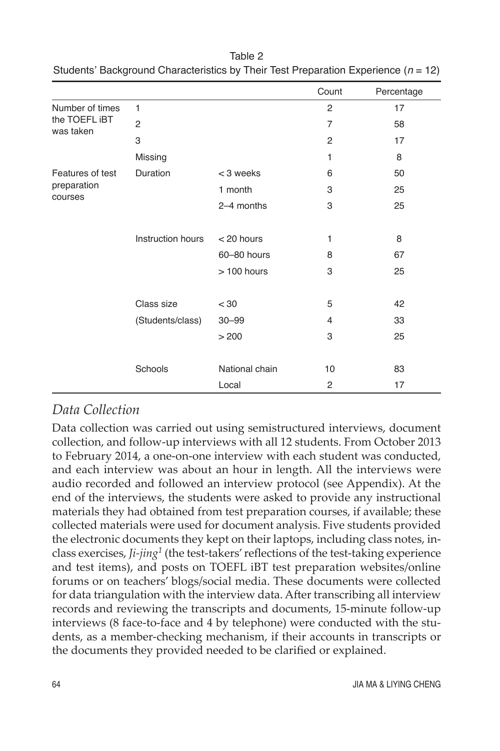Table 2
Students' Background Characteristics by Their Test Preparation Experience ($n$ = 12)

| | | | Count | Percentage |
|---|---|---|---|---|
| Number of times the TOEFL iBT was taken | 1 | | 2 | 17 |
| | 2 | | 7 | 58 |
| | 3 | | 2 | 17 |
| | Missing | | 1 | 8 |
| Features of test preparation courses | Duration | < 3 weeks | 6 | 50 |
| | | 1 month | 3 | 25 |
| | | 2–4 months | 3 | 25 |
| | Instruction hours | < 20 hours | 1 | 8 |
| | | 60–80 hours | 8 | 67 |
| | | > 100 hours | 3 | 25 |
| | Class size (Students/class) | < 30 | 5 | 42 |
| | | 30–99 | 4 | 33 |
| | | > 200 | 3 | 25 |
| | Schools | National chain | 10 | 83 |
| | | Local | 2 | 17 |

## *Data Collection*

Data collection was carried out using semistructured interviews, document collection, and follow-up interviews with all 12 students. From October 2013 to February 2014, a one-on-one interview with each student was conducted, and each interview was about an hour in length. All the interviews were audio recorded and followed an interview protocol (see Appendix). At the end of the interviews, the students were asked to provide any instructional materials they had obtained from test preparation courses, if available; these collected materials were used for document analysis. Five students provided the electronic documents they kept on their laptops, including class notes, in-class exercises, *Ji-jing*[1] (the test-takers' reflections of the test-taking experience and test items), and posts on TOEFL iBT test preparation websites/online forums or on teachers' blogs/social media. These documents were collected for data triangulation with the interview data. After transcribing all interview records and reviewing the transcripts and documents, 15-minute follow-up interviews (8 face-to-face and 4 by telephone) were conducted with the students, as a member-checking mechanism, if their accounts in transcripts or the documents they provided needed to be clarified or explained.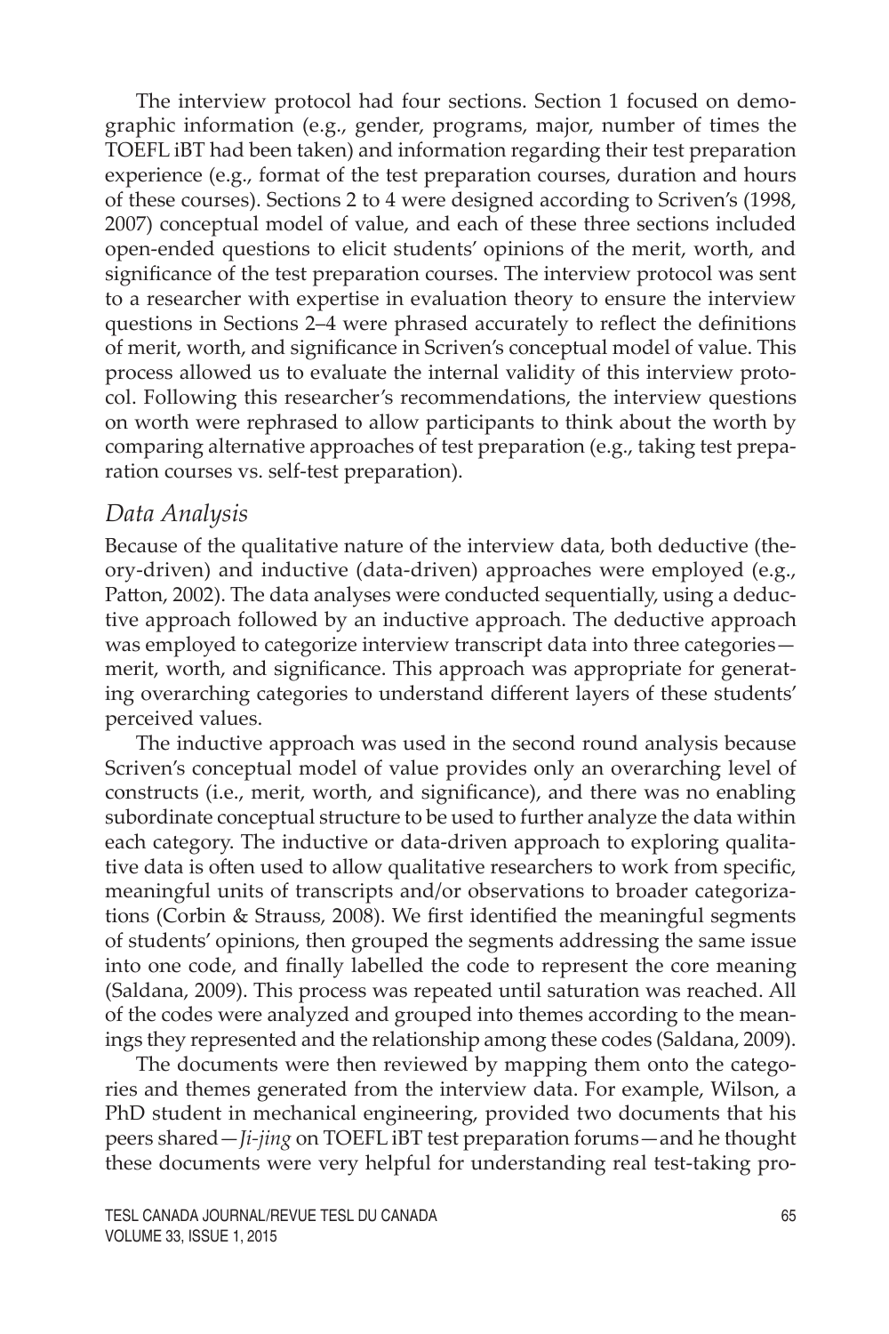The interview protocol had four sections. Section 1 focused on demographic information (e.g., gender, programs, major, number of times the TOEFL iBT had been taken) and information regarding their test preparation experience (e.g., format of the test preparation courses, duration and hours of these courses). Sections 2 to 4 were designed according to Scriven's (1998, 2007) conceptual model of value, and each of these three sections included open-ended questions to elicit students' opinions of the merit, worth, and significance of the test preparation courses. The interview protocol was sent to a researcher with expertise in evaluation theory to ensure the interview questions in Sections 2–4 were phrased accurately to reflect the definitions of merit, worth, and significance in Scriven's conceptual model of value. This process allowed us to evaluate the internal validity of this interview protocol. Following this researcher's recommendations, the interview questions on worth were rephrased to allow participants to think about the worth by comparing alternative approaches of test preparation (e.g., taking test preparation courses vs. self-test preparation).

### *Data Analysis*

Because of the qualitative nature of the interview data, both deductive (theory-driven) and inductive (data-driven) approaches were employed (e.g., Patton, 2002). The data analyses were conducted sequentially, using a deductive approach followed by an inductive approach. The deductive approach was employed to categorize interview transcript data into three categories—merit, worth, and significance. This approach was appropriate for generating overarching categories to understand different layers of these students' perceived values.

The inductive approach was used in the second round analysis because Scriven's conceptual model of value provides only an overarching level of constructs (i.e., merit, worth, and significance), and there was no enabling subordinate conceptual structure to be used to further analyze the data within each category. The inductive or data-driven approach to exploring qualitative data is often used to allow qualitative researchers to work from specific, meaningful units of transcripts and/or observations to broader categorizations (Corbin & Strauss, 2008). We first identified the meaningful segments of students' opinions, then grouped the segments addressing the same issue into one code, and finally labelled the code to represent the core meaning (Saldana, 2009). This process was repeated until saturation was reached. All of the codes were analyzed and grouped into themes according to the meanings they represented and the relationship among these codes (Saldana, 2009).

The documents were then reviewed by mapping them onto the categories and themes generated from the interview data. For example, Wilson, a PhD student in mechanical engineering, provided two documents that his peers shared—*Ji-jing* on TOEFL iBT test preparation forums—and he thought these documents were very helpful for understanding real test-taking pro-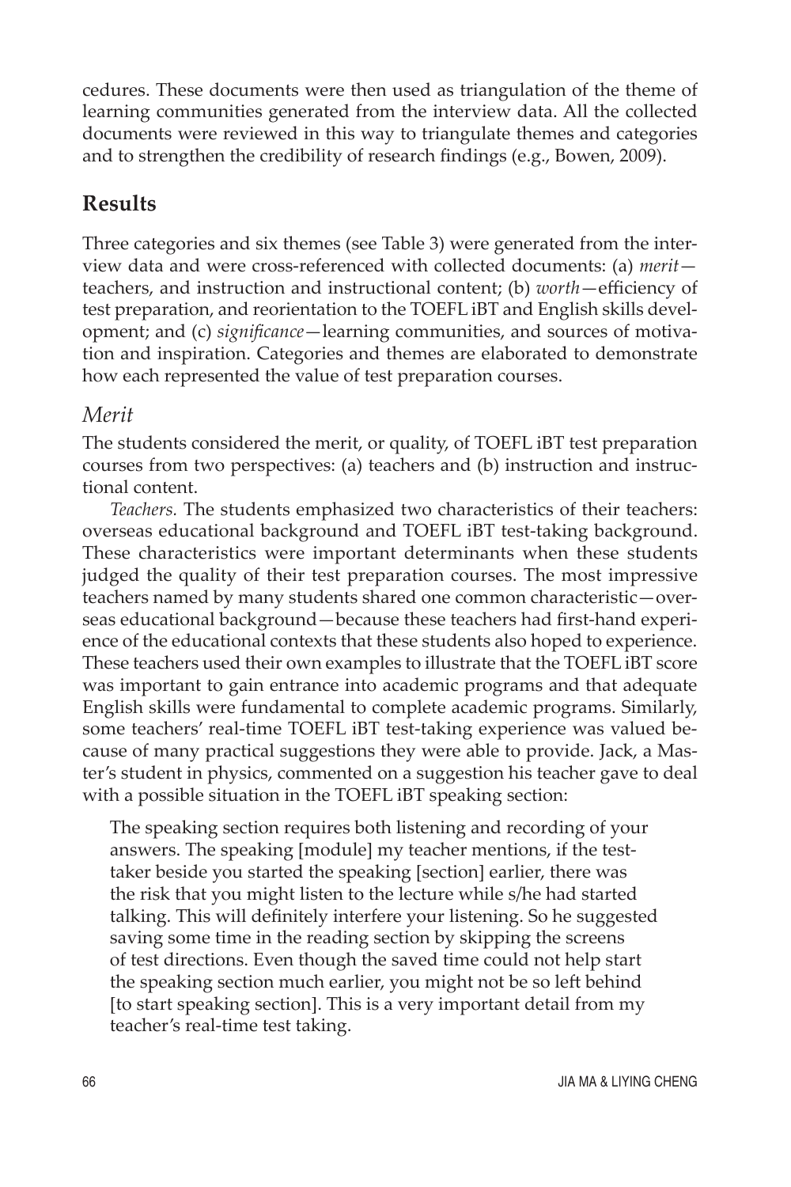cedures. These documents were then used as triangulation of the theme of learning communities generated from the interview data. All the collected documents were reviewed in this way to triangulate themes and categories and to strengthen the credibility of research findings (e.g., Bowen, 2009).

## Results

Three categories and six themes (see Table 3) were generated from the interview data and were cross-referenced with collected documents: (a) *merit*—teachers, and instruction and instructional content; (b) *worth*—efficiency of test preparation, and reorientation to the TOEFL iBT and English skills development; and (c) *significance*—learning communities, and sources of motivation and inspiration. Categories and themes are elaborated to demonstrate how each represented the value of test preparation courses.

### *Merit*

The students considered the merit, or quality, of TOEFL iBT test preparation courses from two perspectives: (a) teachers and (b) instruction and instructional content.

*Teachers.* The students emphasized two characteristics of their teachers: overseas educational background and TOEFL iBT test-taking background. These characteristics were important determinants when these students judged the quality of their test preparation courses. The most impressive teachers named by many students shared one common characteristic—overseas educational background—because these teachers had first-hand experience of the educational contexts that these students also hoped to experience. These teachers used their own examples to illustrate that the TOEFL iBT score was important to gain entrance into academic programs and that adequate English skills were fundamental to complete academic programs. Similarly, some teachers' real-time TOEFL iBT test-taking experience was valued because of many practical suggestions they were able to provide. Jack, a Master's student in physics, commented on a suggestion his teacher gave to deal with a possible situation in the TOEFL iBT speaking section:

> The speaking section requires both listening and recording of your answers. The speaking [module] my teacher mentions, if the test-taker beside you started the speaking [section] earlier, there was the risk that you might listen to the lecture while s/he had started talking. This will definitely interfere your listening. So he suggested saving some time in the reading section by skipping the screens of test directions. Even though the saved time could not help start the speaking section much earlier, you might not be so left behind [to start speaking section]. This is a very important detail from my teacher's real-time test taking.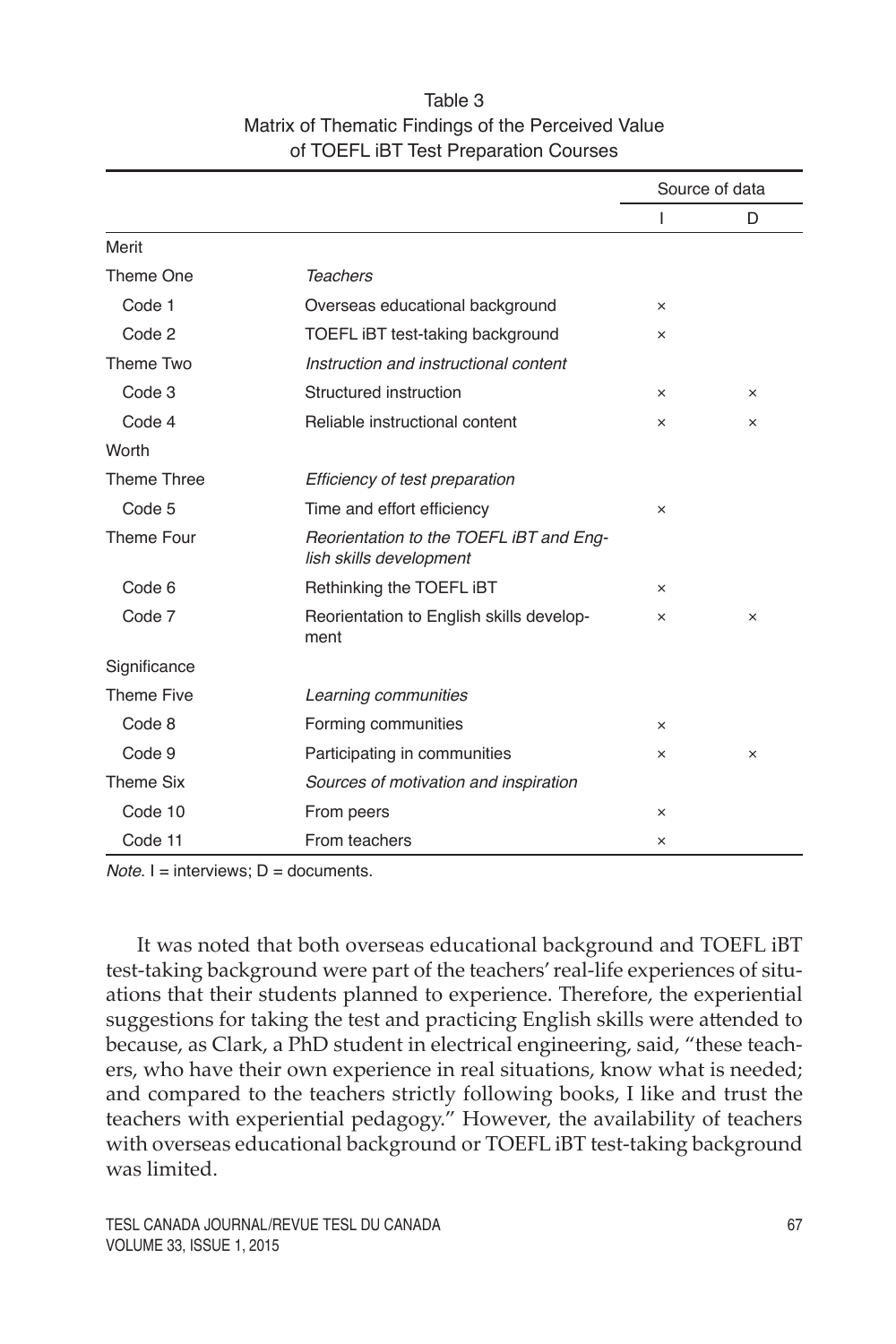Table 3
Matrix of Thematic Findings of the Perceived Value of TOEFL iBT Test Preparation Courses

| | | Source of data | |
|---|---|---|---|
| | | I | D |
| Merit | | | |
| Theme One | *Teachers* | | |
| Code 1 | Overseas educational background | × | |
| Code 2 | TOEFL iBT test-taking background | × | |
| Theme Two | *Instruction and instructional content* | | |
| Code 3 | Structured instruction | × | × |
| Code 4 | Reliable instructional content | × | × |
| Worth | | | |
| Theme Three | *Efficiency of test preparation* | | |
| Code 5 | Time and effort efficiency | × | |
| Theme Four | *Reorientation to the TOEFL iBT and English skills development* | | |
| Code 6 | Rethinking the TOEFL iBT | × | |
| Code 7 | Reorientation to English skills development | × | × |
| Significance | | | |
| Theme Five | *Learning communities* | | |
| Code 8 | Forming communities | × | |
| Code 9 | Participating in communities | × | × |
| Theme Six | *Sources of motivation and inspiration* | | |
| Code 10 | From peers | × | |
| Code 11 | From teachers | × | |

*Note*. I = interviews; D = documents.

It was noted that both overseas educational background and TOEFL iBT test-taking background were part of the teachers' real-life experiences of situations that their students planned to experience. Therefore, the experiential suggestions for taking the test and practicing English skills were attended to because, as Clark, a PhD student in electrical engineering, said, "these teachers, who have their own experience in real situations, know what is needed; and compared to the teachers strictly following books, I like and trust the teachers with experiential pedagogy." However, the availability of teachers with overseas educational background or TOEFL iBT test-taking background was limited.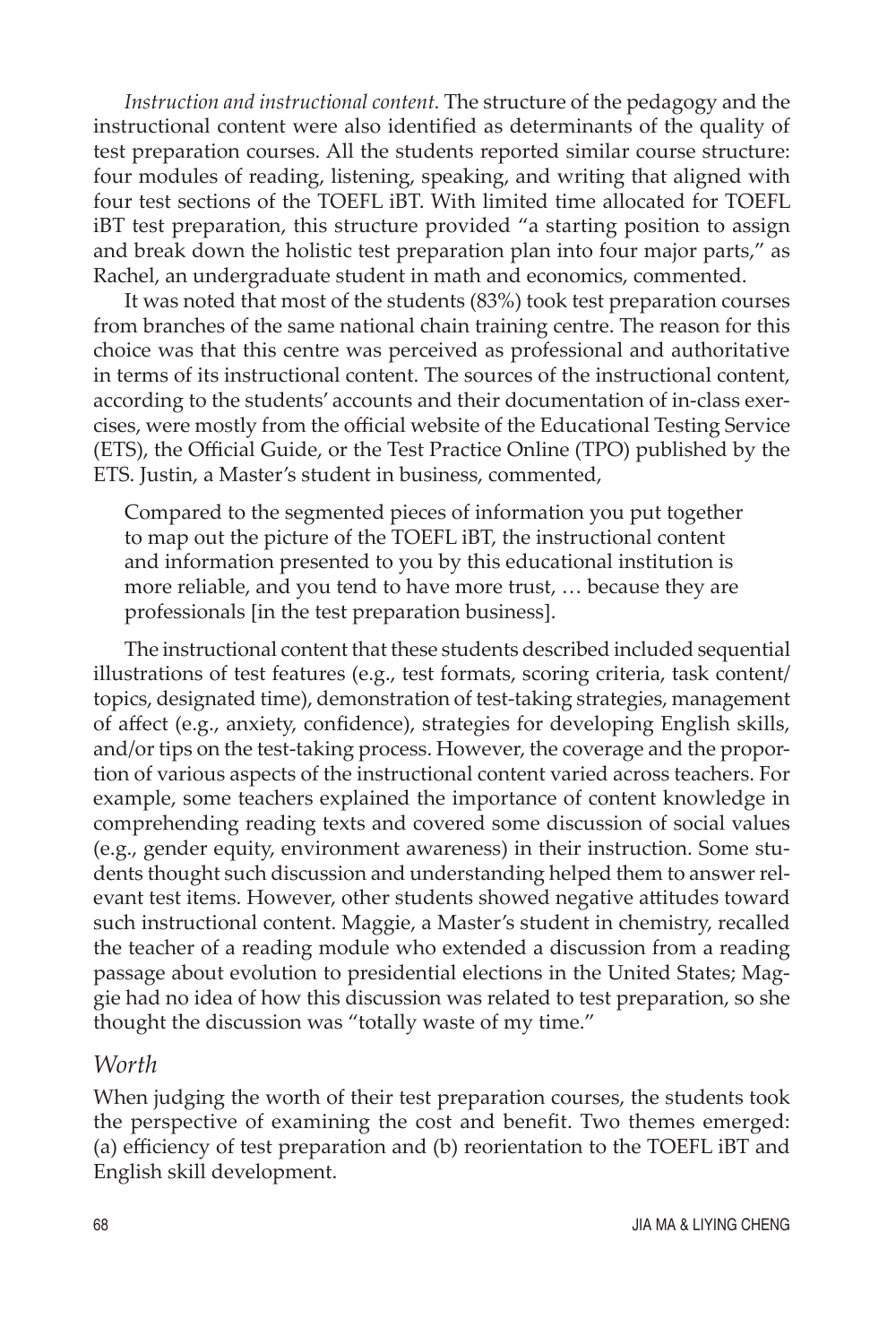*Instruction and instructional content.* The structure of the pedagogy and the instructional content were also identified as determinants of the quality of test preparation courses. All the students reported similar course structure: four modules of reading, listening, speaking, and writing that aligned with four test sections of the TOEFL iBT. With limited time allocated for TOEFL iBT test preparation, this structure provided "a starting position to assign and break down the holistic test preparation plan into four major parts," as Rachel, an undergraduate student in math and economics, commented.

It was noted that most of the students (83%) took test preparation courses from branches of the same national chain training centre. The reason for this choice was that this centre was perceived as professional and authoritative in terms of its instructional content. The sources of the instructional content, according to the students' accounts and their documentation of in-class exercises, were mostly from the official website of the Educational Testing Service (ETS), the Official Guide, or the Test Practice Online (TPO) published by the ETS. Justin, a Master's student in business, commented,

> Compared to the segmented pieces of information you put together to map out the picture of the TOEFL iBT, the instructional content and information presented to you by this educational institution is more reliable, and you tend to have more trust, … because they are professionals [in the test preparation business].

The instructional content that these students described included sequential illustrations of test features (e.g., test formats, scoring criteria, task content/topics, designated time), demonstration of test-taking strategies, management of affect (e.g., anxiety, confidence), strategies for developing English skills, and/or tips on the test-taking process. However, the coverage and the proportion of various aspects of the instructional content varied across teachers. For example, some teachers explained the importance of content knowledge in comprehending reading texts and covered some discussion of social values (e.g., gender equity, environment awareness) in their instruction. Some students thought such discussion and understanding helped them to answer relevant test items. However, other students showed negative attitudes toward such instructional content. Maggie, a Master's student in chemistry, recalled the teacher of a reading module who extended a discussion from a reading passage about evolution to presidential elections in the United States; Maggie had no idea of how this discussion was related to test preparation, so she thought the discussion was "totally waste of my time."

### *Worth*

When judging the worth of their test preparation courses, the students took the perspective of examining the cost and benefit. Two themes emerged: (a) efficiency of test preparation and (b) reorientation to the TOEFL iBT and English skill development.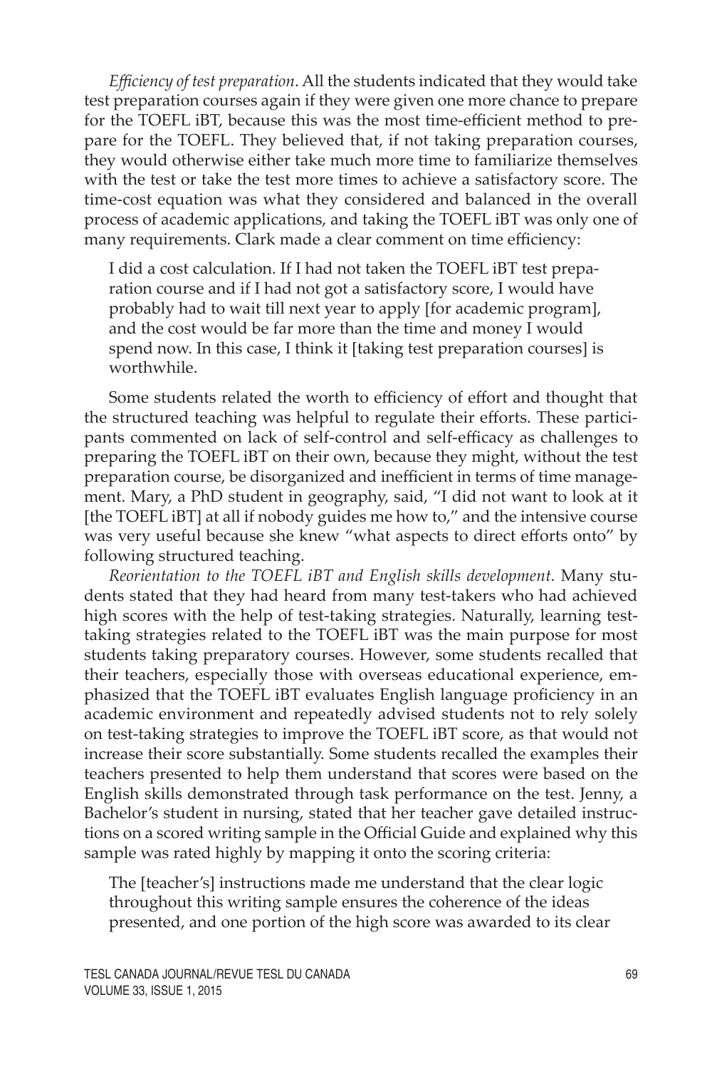*Efficiency of test preparation*. All the students indicated that they would take test preparation courses again if they were given one more chance to prepare for the TOEFL iBT, because this was the most time-efficient method to prepare for the TOEFL. They believed that, if not taking preparation courses, they would otherwise either take much more time to familiarize themselves with the test or take the test more times to achieve a satisfactory score. The time-cost equation was what they considered and balanced in the overall process of academic applications, and taking the TOEFL iBT was only one of many requirements. Clark made a clear comment on time efficiency:

> I did a cost calculation. If I had not taken the TOEFL iBT test preparation course and if I had not got a satisfactory score, I would have probably had to wait till next year to apply [for academic program], and the cost would be far more than the time and money I would spend now. In this case, I think it [taking test preparation courses] is worthwhile.

Some students related the worth to efficiency of effort and thought that the structured teaching was helpful to regulate their efforts. These participants commented on lack of self-control and self-efficacy as challenges to preparing the TOEFL iBT on their own, because they might, without the test preparation course, be disorganized and inefficient in terms of time management. Mary, a PhD student in geography, said, "I did not want to look at it [the TOEFL iBT] at all if nobody guides me how to," and the intensive course was very useful because she knew "what aspects to direct efforts onto" by following structured teaching.

*Reorientation to the TOEFL iBT and English skills development.* Many students stated that they had heard from many test-takers who had achieved high scores with the help of test-taking strategies. Naturally, learning test-taking strategies related to the TOEFL iBT was the main purpose for most students taking preparatory courses. However, some students recalled that their teachers, especially those with overseas educational experience, emphasized that the TOEFL iBT evaluates English language proficiency in an academic environment and repeatedly advised students not to rely solely on test-taking strategies to improve the TOEFL iBT score, as that would not increase their score substantially. Some students recalled the examples their teachers presented to help them understand that scores were based on the English skills demonstrated through task performance on the test. Jenny, a Bachelor's student in nursing, stated that her teacher gave detailed instructions on a scored writing sample in the Official Guide and explained why this sample was rated highly by mapping it onto the scoring criteria:

> The [teacher's] instructions made me understand that the clear logic throughout this writing sample ensures the coherence of the ideas presented, and one portion of the high score was awarded to its clear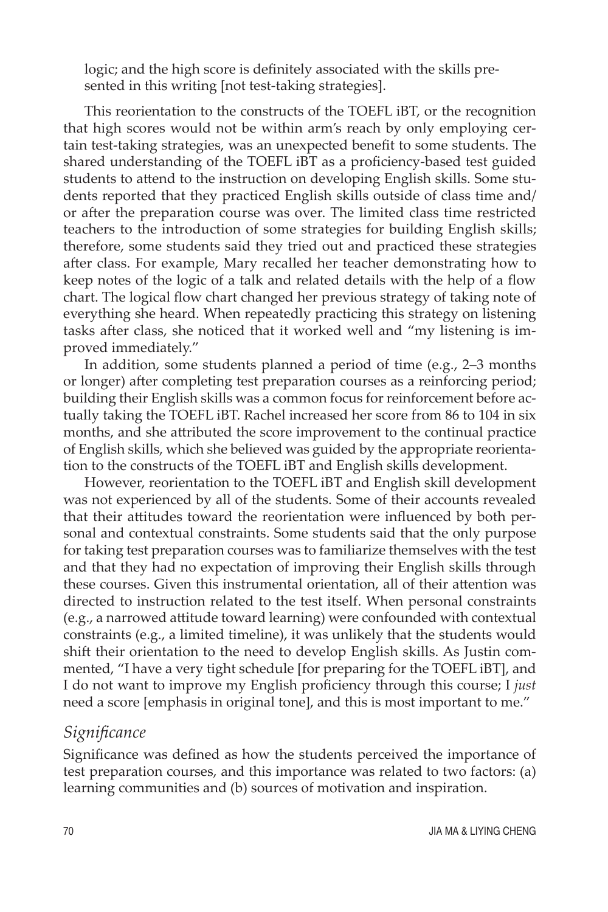logic; and the high score is definitely associated with the skills presented in this writing [not test-taking strategies].

This reorientation to the constructs of the TOEFL iBT, or the recognition that high scores would not be within arm's reach by only employing certain test-taking strategies, was an unexpected benefit to some students. The shared understanding of the TOEFL iBT as a proficiency-based test guided students to attend to the instruction on developing English skills. Some students reported that they practiced English skills outside of class time and/or after the preparation course was over. The limited class time restricted teachers to the introduction of some strategies for building English skills; therefore, some students said they tried out and practiced these strategies after class. For example, Mary recalled her teacher demonstrating how to keep notes of the logic of a talk and related details with the help of a flow chart. The logical flow chart changed her previous strategy of taking note of everything she heard. When repeatedly practicing this strategy on listening tasks after class, she noticed that it worked well and "my listening is improved immediately."

In addition, some students planned a period of time (e.g., 2–3 months or longer) after completing test preparation courses as a reinforcing period; building their English skills was a common focus for reinforcement before actually taking the TOEFL iBT. Rachel increased her score from 86 to 104 in six months, and she attributed the score improvement to the continual practice of English skills, which she believed was guided by the appropriate reorientation to the constructs of the TOEFL iBT and English skills development.

However, reorientation to the TOEFL iBT and English skill development was not experienced by all of the students. Some of their accounts revealed that their attitudes toward the reorientation were influenced by both personal and contextual constraints. Some students said that the only purpose for taking test preparation courses was to familiarize themselves with the test and that they had no expectation of improving their English skills through these courses. Given this instrumental orientation, all of their attention was directed to instruction related to the test itself. When personal constraints (e.g., a narrowed attitude toward learning) were confounded with contextual constraints (e.g., a limited timeline), it was unlikely that the students would shift their orientation to the need to develop English skills. As Justin commented, "I have a very tight schedule [for preparing for the TOEFL iBT], and I do not want to improve my English proficiency through this course; I *just* need a score [emphasis in original tone], and this is most important to me."

### *Significance*

Significance was defined as how the students perceived the importance of test preparation courses, and this importance was related to two factors: (a) learning communities and (b) sources of motivation and inspiration.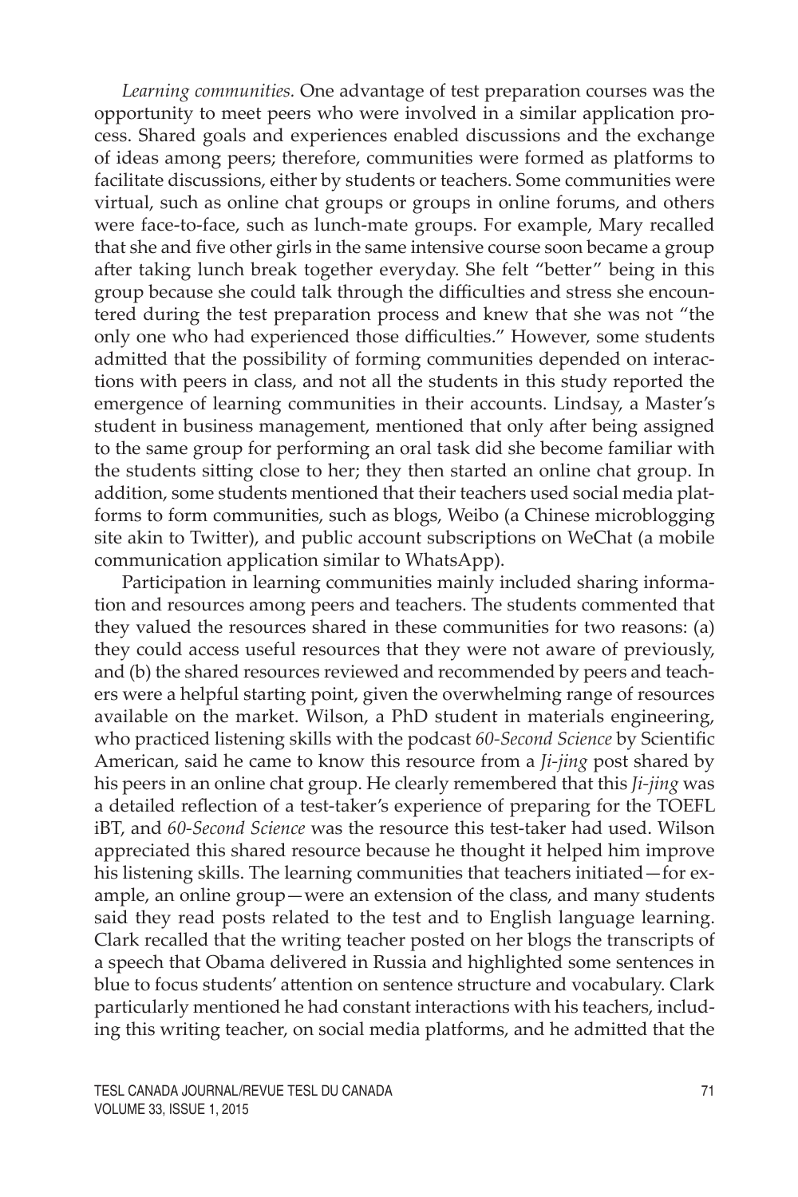*Learning communities.* One advantage of test preparation courses was the opportunity to meet peers who were involved in a similar application process. Shared goals and experiences enabled discussions and the exchange of ideas among peers; therefore, communities were formed as platforms to facilitate discussions, either by students or teachers. Some communities were virtual, such as online chat groups or groups in online forums, and others were face-to-face, such as lunch-mate groups. For example, Mary recalled that she and five other girls in the same intensive course soon became a group after taking lunch break together everyday. She felt "better" being in this group because she could talk through the difficulties and stress she encountered during the test preparation process and knew that she was not "the only one who had experienced those difficulties." However, some students admitted that the possibility of forming communities depended on interactions with peers in class, and not all the students in this study reported the emergence of learning communities in their accounts. Lindsay, a Master's student in business management, mentioned that only after being assigned to the same group for performing an oral task did she become familiar with the students sitting close to her; they then started an online chat group. In addition, some students mentioned that their teachers used social media platforms to form communities, such as blogs, Weibo (a Chinese microblogging site akin to Twitter), and public account subscriptions on WeChat (a mobile communication application similar to WhatsApp).

Participation in learning communities mainly included sharing information and resources among peers and teachers. The students commented that they valued the resources shared in these communities for two reasons: (a) they could access useful resources that they were not aware of previously, and (b) the shared resources reviewed and recommended by peers and teachers were a helpful starting point, given the overwhelming range of resources available on the market. Wilson, a PhD student in materials engineering, who practiced listening skills with the podcast *60-Second Science* by Scientific American, said he came to know this resource from a *Ji-jing* post shared by his peers in an online chat group. He clearly remembered that this *Ji-jing* was a detailed reflection of a test-taker's experience of preparing for the TOEFL iBT, and *60-Second Science* was the resource this test-taker had used. Wilson appreciated this shared resource because he thought it helped him improve his listening skills. The learning communities that teachers initiated—for example, an online group—were an extension of the class, and many students said they read posts related to the test and to English language learning. Clark recalled that the writing teacher posted on her blogs the transcripts of a speech that Obama delivered in Russia and highlighted some sentences in blue to focus students' attention on sentence structure and vocabulary. Clark particularly mentioned he had constant interactions with his teachers, including this writing teacher, on social media platforms, and he admitted that the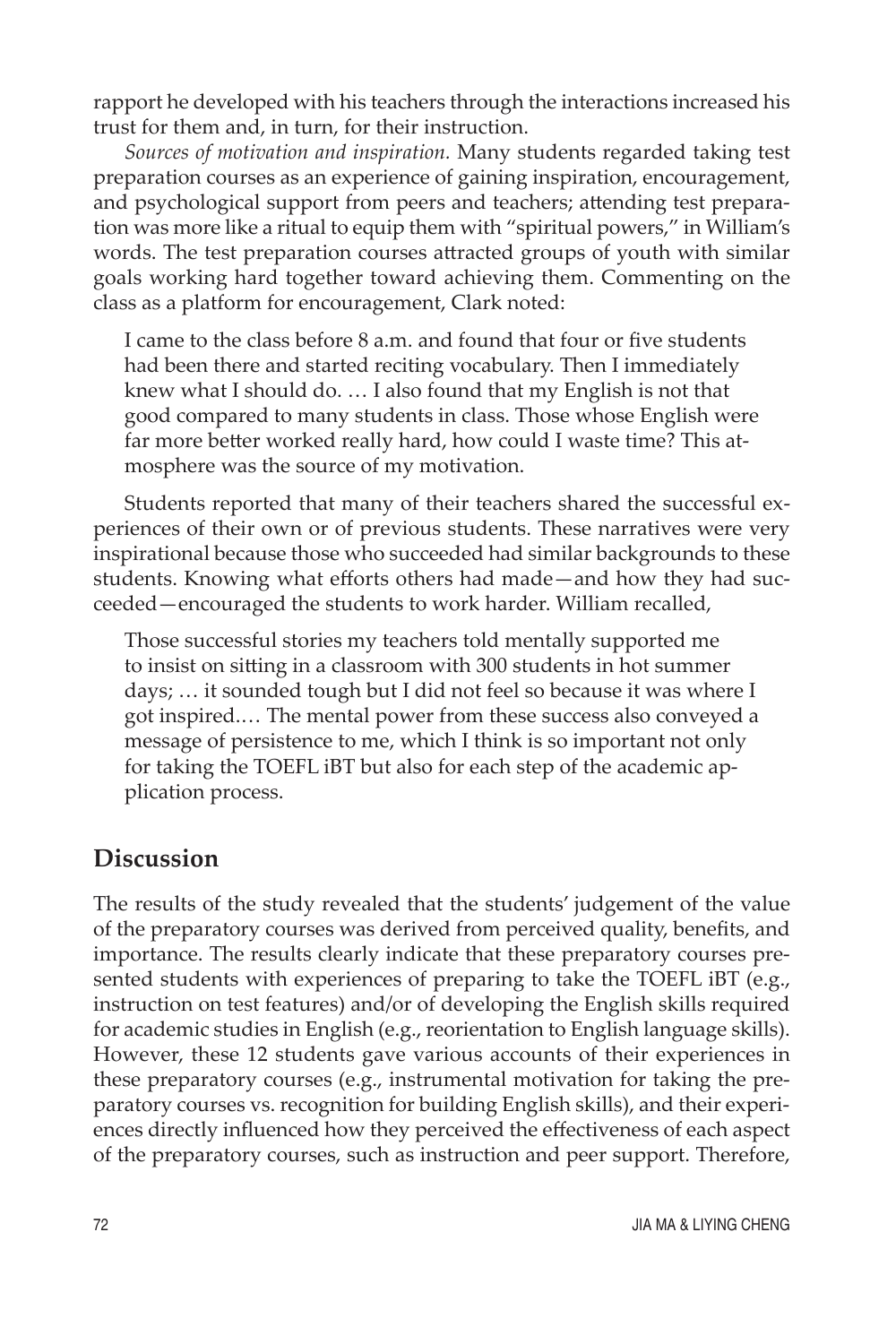rapport he developed with his teachers through the interactions increased his trust for them and, in turn, for their instruction.

*Sources of motivation and inspiration.* Many students regarded taking test preparation courses as an experience of gaining inspiration, encouragement, and psychological support from peers and teachers; attending test preparation was more like a ritual to equip them with "spiritual powers," in William's words. The test preparation courses attracted groups of youth with similar goals working hard together toward achieving them. Commenting on the class as a platform for encouragement, Clark noted:

> I came to the class before 8 a.m. and found that four or five students had been there and started reciting vocabulary. Then I immediately knew what I should do. … I also found that my English is not that good compared to many students in class. Those whose English were far more better worked really hard, how could I waste time? This atmosphere was the source of my motivation.

Students reported that many of their teachers shared the successful experiences of their own or of previous students. These narratives were very inspirational because those who succeeded had similar backgrounds to these students. Knowing what efforts others had made—and how they had succeeded—encouraged the students to work harder. William recalled,

> Those successful stories my teachers told mentally supported me to insist on sitting in a classroom with 300 students in hot summer days; … it sounded tough but I did not feel so because it was where I got inspired.… The mental power from these success also conveyed a message of persistence to me, which I think is so important not only for taking the TOEFL iBT but also for each step of the academic application process.

## Discussion

The results of the study revealed that the students' judgement of the value of the preparatory courses was derived from perceived quality, benefits, and importance. The results clearly indicate that these preparatory courses presented students with experiences of preparing to take the TOEFL iBT (e.g., instruction on test features) and/or of developing the English skills required for academic studies in English (e.g., reorientation to English language skills). However, these 12 students gave various accounts of their experiences in these preparatory courses (e.g., instrumental motivation for taking the preparatory courses vs. recognition for building English skills), and their experiences directly influenced how they perceived the effectiveness of each aspect of the preparatory courses, such as instruction and peer support. Therefore,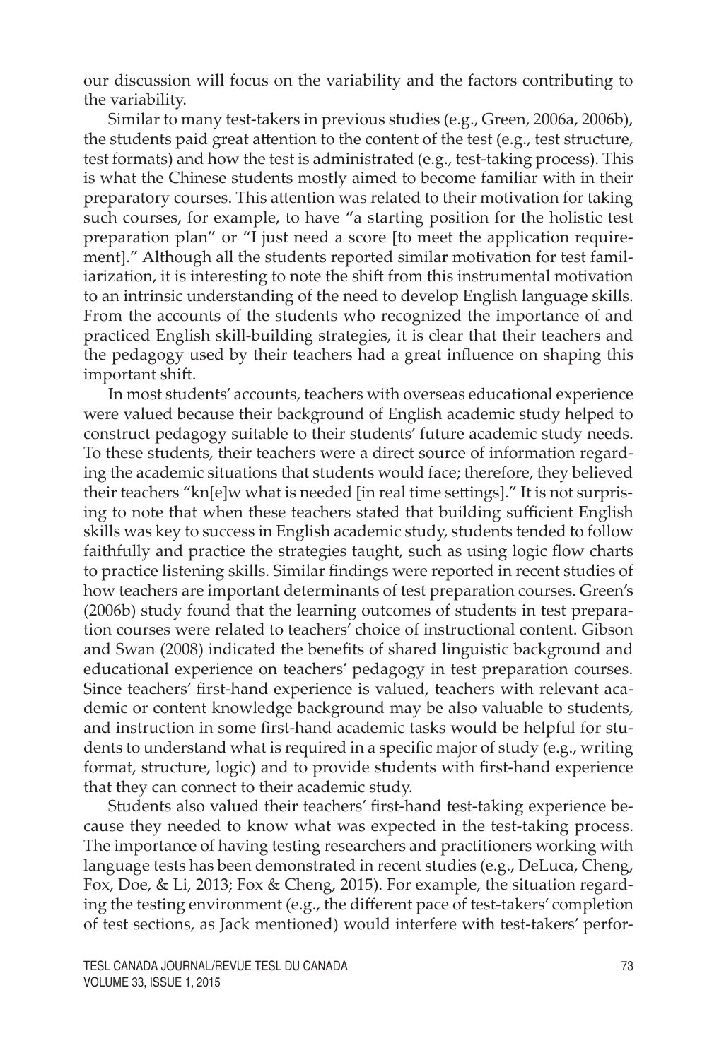our discussion will focus on the variability and the factors contributing to the variability.

Similar to many test-takers in previous studies (e.g., Green, 2006a, 2006b), the students paid great attention to the content of the test (e.g., test structure, test formats) and how the test is administrated (e.g., test-taking process). This is what the Chinese students mostly aimed to become familiar with in their preparatory courses. This attention was related to their motivation for taking such courses, for example, to have "a starting position for the holistic test preparation plan" or "I just need a score [to meet the application requirement]." Although all the students reported similar motivation for test familiarization, it is interesting to note the shift from this instrumental motivation to an intrinsic understanding of the need to develop English language skills. From the accounts of the students who recognized the importance of and practiced English skill-building strategies, it is clear that their teachers and the pedagogy used by their teachers had a great influence on shaping this important shift.

In most students' accounts, teachers with overseas educational experience were valued because their background of English academic study helped to construct pedagogy suitable to their students' future academic study needs. To these students, their teachers were a direct source of information regarding the academic situations that students would face; therefore, they believed their teachers "kn[e]w what is needed [in real time settings]." It is not surprising to note that when these teachers stated that building sufficient English skills was key to success in English academic study, students tended to follow faithfully and practice the strategies taught, such as using logic flow charts to practice listening skills. Similar findings were reported in recent studies of how teachers are important determinants of test preparation courses. Green's (2006b) study found that the learning outcomes of students in test preparation courses were related to teachers' choice of instructional content. Gibson and Swan (2008) indicated the benefits of shared linguistic background and educational experience on teachers' pedagogy in test preparation courses. Since teachers' first-hand experience is valued, teachers with relevant academic or content knowledge background may be also valuable to students, and instruction in some first-hand academic tasks would be helpful for students to understand what is required in a specific major of study (e.g., writing format, structure, logic) and to provide students with first-hand experience that they can connect to their academic study.

Students also valued their teachers' first-hand test-taking experience because they needed to know what was expected in the test-taking process. The importance of having testing researchers and practitioners working with language tests has been demonstrated in recent studies (e.g., DeLuca, Cheng, Fox, Doe, & Li, 2013; Fox & Cheng, 2015). For example, the situation regarding the testing environment (e.g., the different pace of test-takers' completion of test sections, as Jack mentioned) would interfere with test-takers' perfor-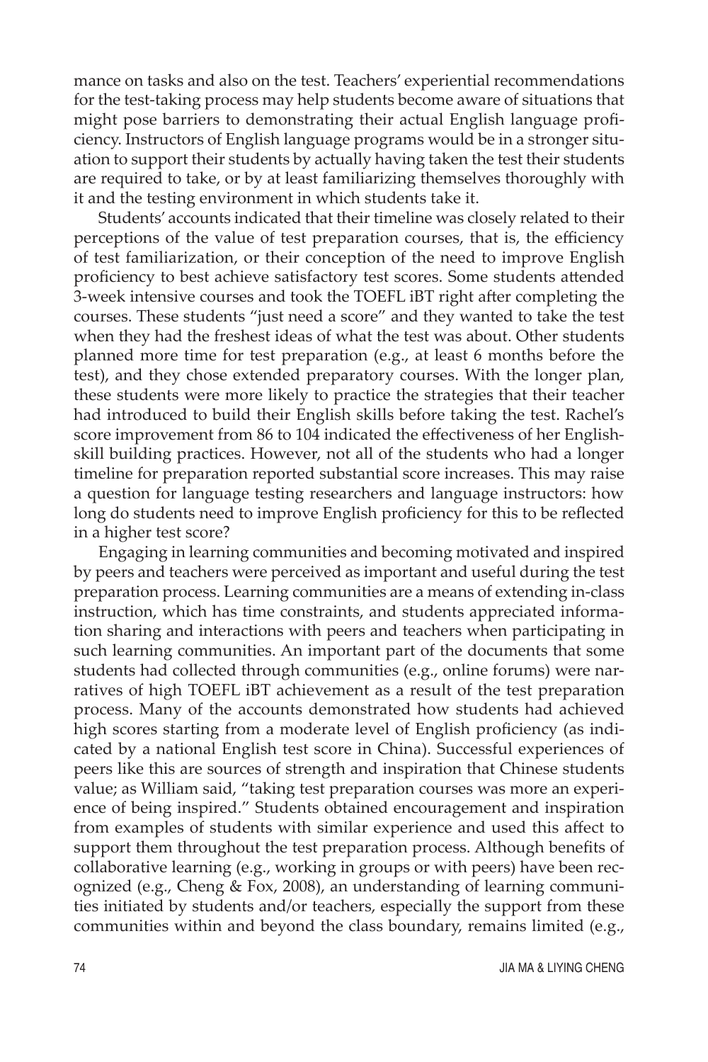mance on tasks and also on the test. Teachers' experiential recommendations for the test-taking process may help students become aware of situations that might pose barriers to demonstrating their actual English language proficiency. Instructors of English language programs would be in a stronger situation to support their students by actually having taken the test their students are required to take, or by at least familiarizing themselves thoroughly with it and the testing environment in which students take it.

Students' accounts indicated that their timeline was closely related to their perceptions of the value of test preparation courses, that is, the efficiency of test familiarization, or their conception of the need to improve English proficiency to best achieve satisfactory test scores. Some students attended 3-week intensive courses and took the TOEFL iBT right after completing the courses. These students "just need a score" and they wanted to take the test when they had the freshest ideas of what the test was about. Other students planned more time for test preparation (e.g., at least 6 months before the test), and they chose extended preparatory courses. With the longer plan, these students were more likely to practice the strategies that their teacher had introduced to build their English skills before taking the test. Rachel's score improvement from 86 to 104 indicated the effectiveness of her English-skill building practices. However, not all of the students who had a longer timeline for preparation reported substantial score increases. This may raise a question for language testing researchers and language instructors: how long do students need to improve English proficiency for this to be reflected in a higher test score?

Engaging in learning communities and becoming motivated and inspired by peers and teachers were perceived as important and useful during the test preparation process. Learning communities are a means of extending in-class instruction, which has time constraints, and students appreciated information sharing and interactions with peers and teachers when participating in such learning communities. An important part of the documents that some students had collected through communities (e.g., online forums) were narratives of high TOEFL iBT achievement as a result of the test preparation process. Many of the accounts demonstrated how students had achieved high scores starting from a moderate level of English proficiency (as indicated by a national English test score in China). Successful experiences of peers like this are sources of strength and inspiration that Chinese students value; as William said, "taking test preparation courses was more an experience of being inspired." Students obtained encouragement and inspiration from examples of students with similar experience and used this affect to support them throughout the test preparation process. Although benefits of collaborative learning (e.g., working in groups or with peers) have been recognized (e.g., Cheng & Fox, 2008), an understanding of learning communities initiated by students and/or teachers, especially the support from these communities within and beyond the class boundary, remains limited (e.g.,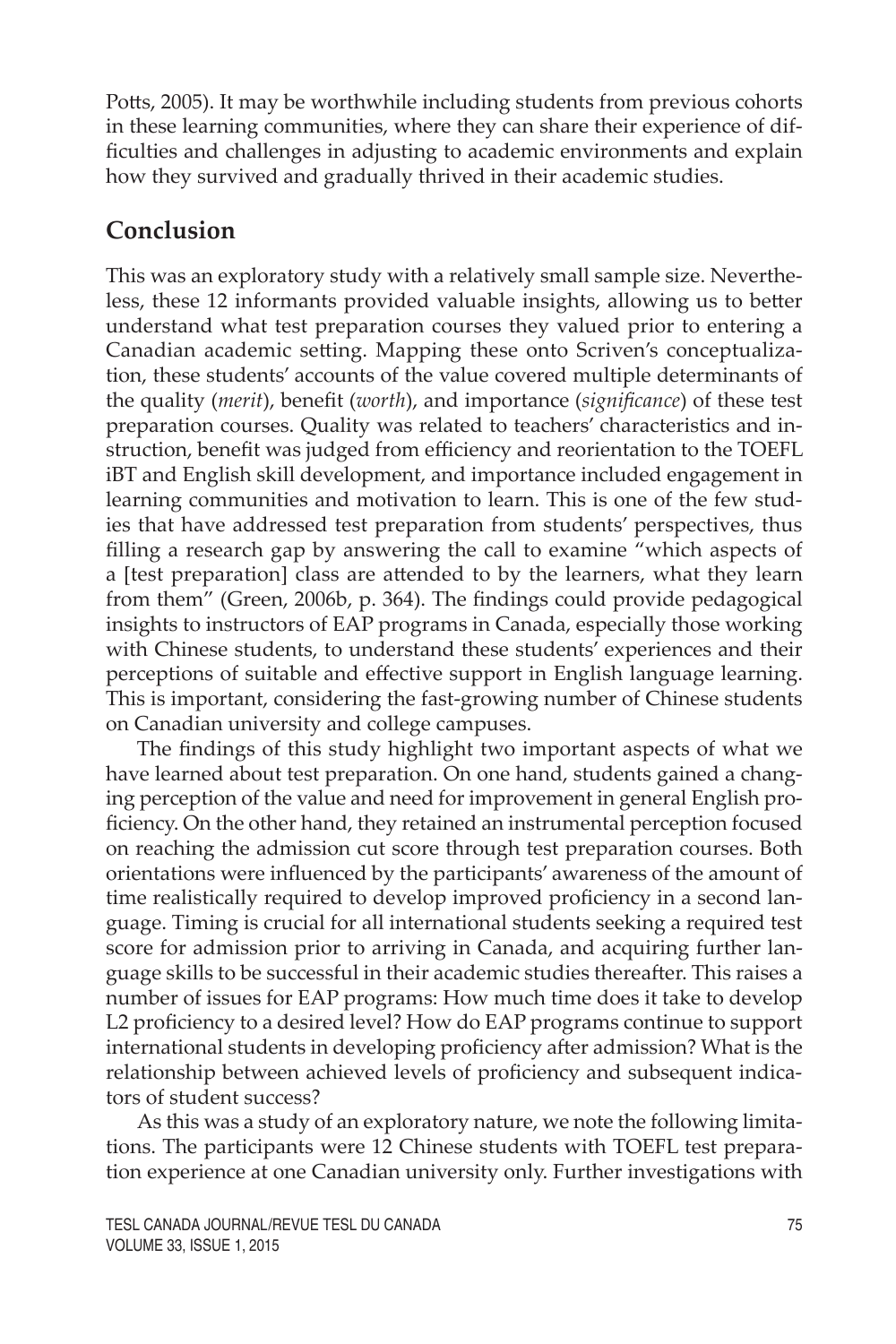Potts, 2005). It may be worthwhile including students from previous cohorts in these learning communities, where they can share their experience of difficulties and challenges in adjusting to academic environments and explain how they survived and gradually thrived in their academic studies.

## Conclusion

This was an exploratory study with a relatively small sample size. Nevertheless, these 12 informants provided valuable insights, allowing us to better understand what test preparation courses they valued prior to entering a Canadian academic setting. Mapping these onto Scriven's conceptualization, these students' accounts of the value covered multiple determinants of the quality (*merit*), benefit (*worth*), and importance (*significance*) of these test preparation courses. Quality was related to teachers' characteristics and instruction, benefit was judged from efficiency and reorientation to the TOEFL iBT and English skill development, and importance included engagement in learning communities and motivation to learn. This is one of the few studies that have addressed test preparation from students' perspectives, thus filling a research gap by answering the call to examine "which aspects of a [test preparation] class are attended to by the learners, what they learn from them" (Green, 2006b, p. 364). The findings could provide pedagogical insights to instructors of EAP programs in Canada, especially those working with Chinese students, to understand these students' experiences and their perceptions of suitable and effective support in English language learning. This is important, considering the fast-growing number of Chinese students on Canadian university and college campuses.

The findings of this study highlight two important aspects of what we have learned about test preparation. On one hand, students gained a changing perception of the value and need for improvement in general English proficiency. On the other hand, they retained an instrumental perception focused on reaching the admission cut score through test preparation courses. Both orientations were influenced by the participants' awareness of the amount of time realistically required to develop improved proficiency in a second language. Timing is crucial for all international students seeking a required test score for admission prior to arriving in Canada, and acquiring further language skills to be successful in their academic studies thereafter. This raises a number of issues for EAP programs: How much time does it take to develop L2 proficiency to a desired level? How do EAP programs continue to support international students in developing proficiency after admission? What is the relationship between achieved levels of proficiency and subsequent indicators of student success?

As this was a study of an exploratory nature, we note the following limitations. The participants were 12 Chinese students with TOEFL test preparation experience at one Canadian university only. Further investigations with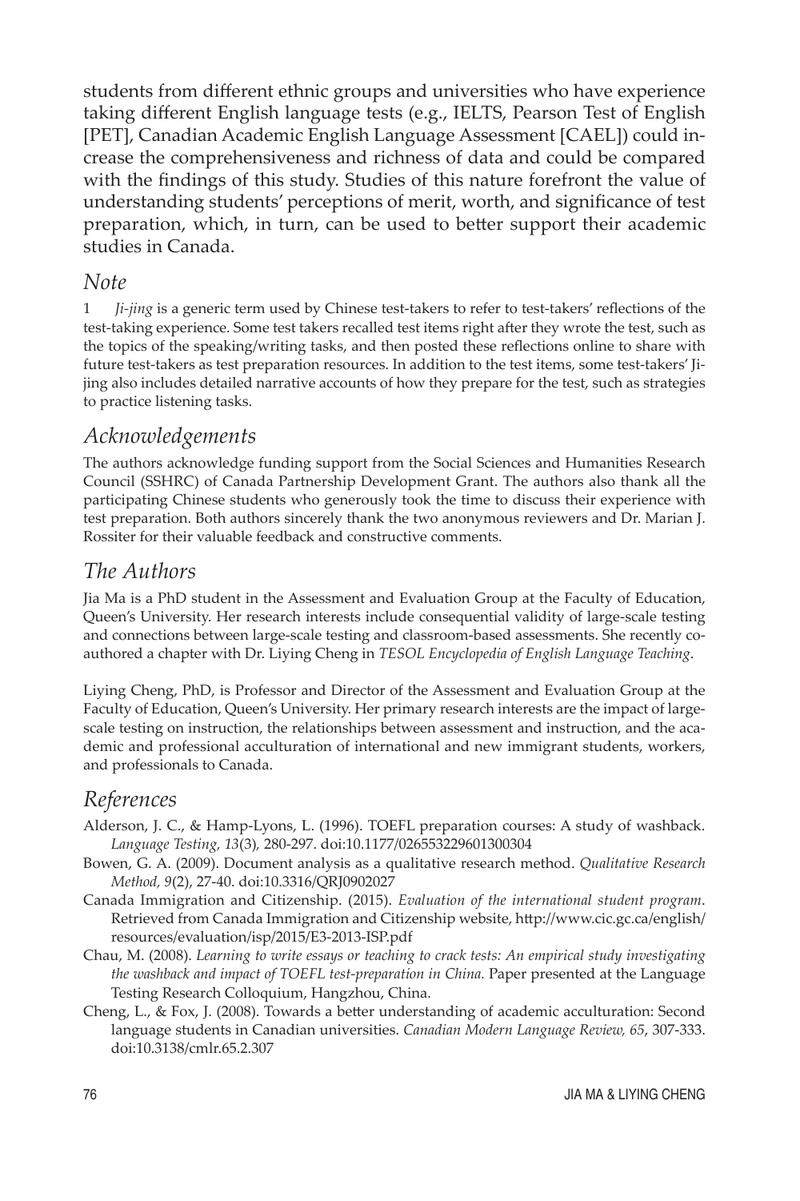students from different ethnic groups and universities who have experience taking different English language tests (e.g., IELTS, Pearson Test of English [PET], Canadian Academic English Language Assessment [CAEL]) could increase the comprehensiveness and richness of data and could be compared with the findings of this study. Studies of this nature forefront the value of understanding students' perceptions of merit, worth, and significance of test preparation, which, in turn, can be used to better support their academic studies in Canada.

## Note

1 *Ji-jing* is a generic term used by Chinese test-takers to refer to test-takers' reflections of the test-taking experience. Some test takers recalled test items right after they wrote the test, such as the topics of the speaking/writing tasks, and then posted these reflections online to share with future test-takers as test preparation resources. In addition to the test items, some test-takers' Ji-jing also includes detailed narrative accounts of how they prepare for the test, such as strategies to practice listening tasks.

## Acknowledgements

The authors acknowledge funding support from the Social Sciences and Humanities Research Council (SSHRC) of Canada Partnership Development Grant. The authors also thank all the participating Chinese students who generously took the time to discuss their experience with test preparation. Both authors sincerely thank the two anonymous reviewers and Dr. Marian J. Rossiter for their valuable feedback and constructive comments.

## The Authors

Jia Ma is a PhD student in the Assessment and Evaluation Group at the Faculty of Education, Queen's University. Her research interests include consequential validity of large-scale testing and connections between large-scale testing and classroom-based assessments. She recently co-authored a chapter with Dr. Liying Cheng in *TESOL Encyclopedia of English Language Teaching*.

Liying Cheng, PhD, is Professor and Director of the Assessment and Evaluation Group at the Faculty of Education, Queen's University. Her primary research interests are the impact of large-scale testing on instruction, the relationships between assessment and instruction, and the academic and professional acculturation of international and new immigrant students, workers, and professionals to Canada.

## References

Alderson, J. C., & Hamp-Lyons, L. (1996). TOEFL preparation courses: A study of washback. *Language Testing, 13*(3), 280-297. doi:10.1177/026553229601300304

Bowen, G. A. (2009). Document analysis as a qualitative research method. *Qualitative Research Method, 9*(2), 27-40. doi:10.3316/QRJ0902027

Canada Immigration and Citizenship. (2015). *Evaluation of the international student program*. Retrieved from Canada Immigration and Citizenship website, http://www.cic.gc.ca/english/resources/evaluation/isp/2015/E3-2013-ISP.pdf

Chau, M. (2008). *Learning to write essays or teaching to crack tests: An empirical study investigating the washback and impact of TOEFL test-preparation in China.* Paper presented at the Language Testing Research Colloquium, Hangzhou, China.

Cheng, L., & Fox, J. (2008). Towards a better understanding of academic acculturation: Second language students in Canadian universities. *Canadian Modern Language Review, 65*, 307-333. doi:10.3138/cmlr.65.2.307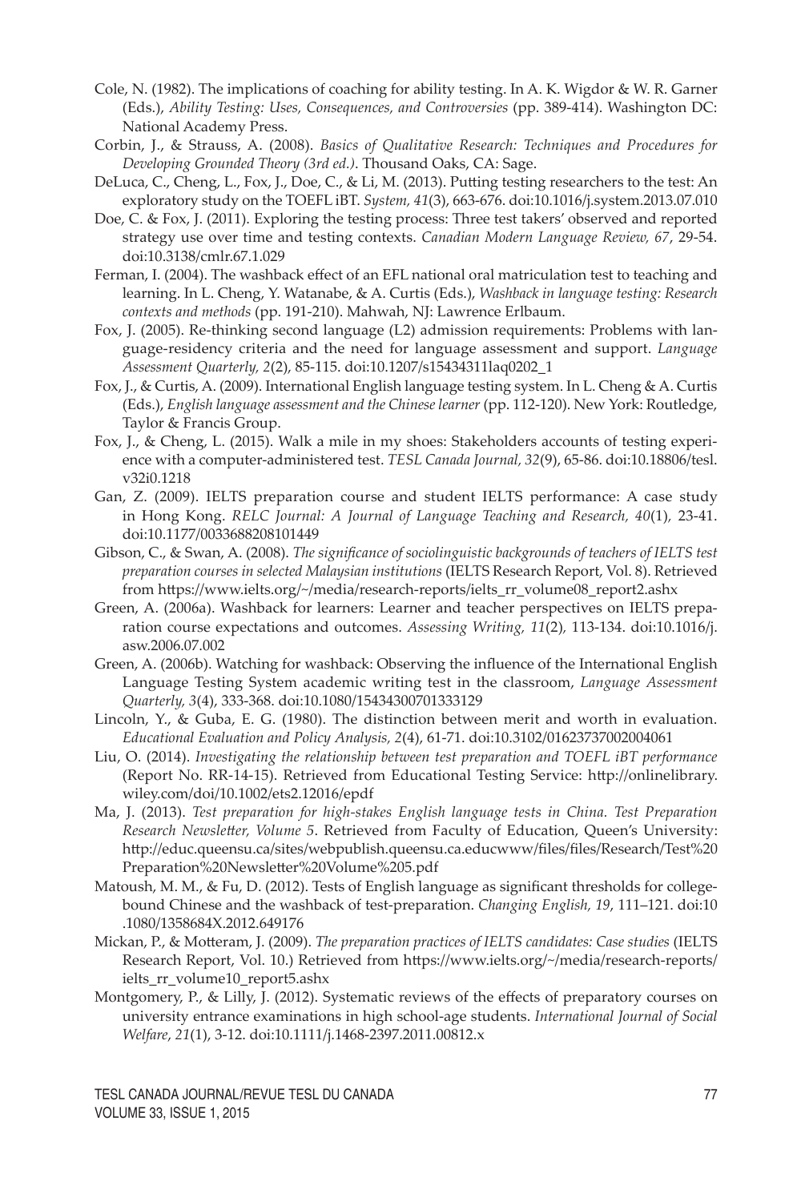Cole, N. (1982). The implications of coaching for ability testing. In A. K. Wigdor & W. R. Garner (Eds.), *Ability Testing: Uses, Consequences, and Controversies* (pp. 389-414). Washington DC: National Academy Press.

Corbin, J., & Strauss, A. (2008). *Basics of Qualitative Research: Techniques and Procedures for Developing Grounded Theory (3rd ed.)*. Thousand Oaks, CA: Sage.

DeLuca, C., Cheng, L., Fox, J., Doe, C., & Li, M. (2013). Putting testing researchers to the test: An exploratory study on the TOEFL iBT. *System, 41*(3), 663-676. doi:10.1016/j.system.2013.07.010

Doe, C. & Fox, J. (2011). Exploring the testing process: Three test takers' observed and reported strategy use over time and testing contexts. *Canadian Modern Language Review, 67*, 29-54. doi:10.3138/cmlr.67.1.029

Ferman, I. (2004). The washback effect of an EFL national oral matriculation test to teaching and learning. In L. Cheng, Y. Watanabe, & A. Curtis (Eds.), *Washback in language testing: Research contexts and methods* (pp. 191-210). Mahwah, NJ: Lawrence Erlbaum.

Fox, J. (2005). Re-thinking second language (L2) admission requirements: Problems with language-residency criteria and the need for language assessment and support. *Language Assessment Quarterly, 2*(2), 85-115. doi:10.1207/s15434311laq0202_1

Fox, J., & Curtis, A. (2009). International English language testing system. In L. Cheng & A. Curtis (Eds.), *English language assessment and the Chinese learner* (pp. 112-120). New York: Routledge, Taylor & Francis Group.

Fox, J., & Cheng, L. (2015). Walk a mile in my shoes: Stakeholders accounts of testing experience with a computer-administered test. *TESL Canada Journal, 32*(9), 65-86. doi:10.18806/tesl.v32i0.1218

Gan, Z. (2009). IELTS preparation course and student IELTS performance: A case study in Hong Kong. *RELC Journal: A Journal of Language Teaching and Research, 40*(1), 23-41. doi:10.1177/0033688208101449

Gibson, C., & Swan, A. (2008). *The significance of sociolinguistic backgrounds of teachers of IELTS test preparation courses in selected Malaysian institutions* (IELTS Research Report, Vol. 8). Retrieved from https://www.ielts.org/~/media/research-reports/ielts_rr_volume08_report2.ashx

Green, A. (2006a). Washback for learners: Learner and teacher perspectives on IELTS preparation course expectations and outcomes. *Assessing Writing, 11*(2), 113-134. doi:10.1016/j.asw.2006.07.002

Green, A. (2006b). Watching for washback: Observing the influence of the International English Language Testing System academic writing test in the classroom, *Language Assessment Quarterly, 3*(4), 333-368. doi:10.1080/15434300701333129

Lincoln, Y., & Guba, E. G. (1980). The distinction between merit and worth in evaluation. *Educational Evaluation and Policy Analysis, 2*(4), 61-71. doi:10.3102/01623737002004061

Liu, O. (2014). *Investigating the relationship between test preparation and TOEFL iBT performance* (Report No. RR-14-15). Retrieved from Educational Testing Service: http://onlinelibrary.wiley.com/doi/10.1002/ets2.12016/epdf

Ma, J. (2013). *Test preparation for high-stakes English language tests in China. Test Preparation Research Newsletter, Volume 5*. Retrieved from Faculty of Education, Queen's University: http://educ.queensu.ca/sites/webpublish.queensu.ca.educwww/files/files/Research/Test%20Preparation%20Newsletter%20Volume%205.pdf

Matoush, M. M., & Fu, D. (2012). Tests of English language as significant thresholds for college-bound Chinese and the washback of test-preparation. *Changing English, 19*, 111–121. doi:10.1080/1358684X.2012.649176

Mickan, P., & Motteram, J. (2009). *The preparation practices of IELTS candidates: Case studies* (IELTS Research Report, Vol. 10.) Retrieved from https://www.ielts.org/~/media/research-reports/ielts_rr_volume10_report5.ashx

Montgomery, P., & Lilly, J. (2012). Systematic reviews of the effects of preparatory courses on university entrance examinations in high school-age students. *International Journal of Social Welfare, 21*(1), 3-12. doi:10.1111/j.1468-2397.2011.00812.x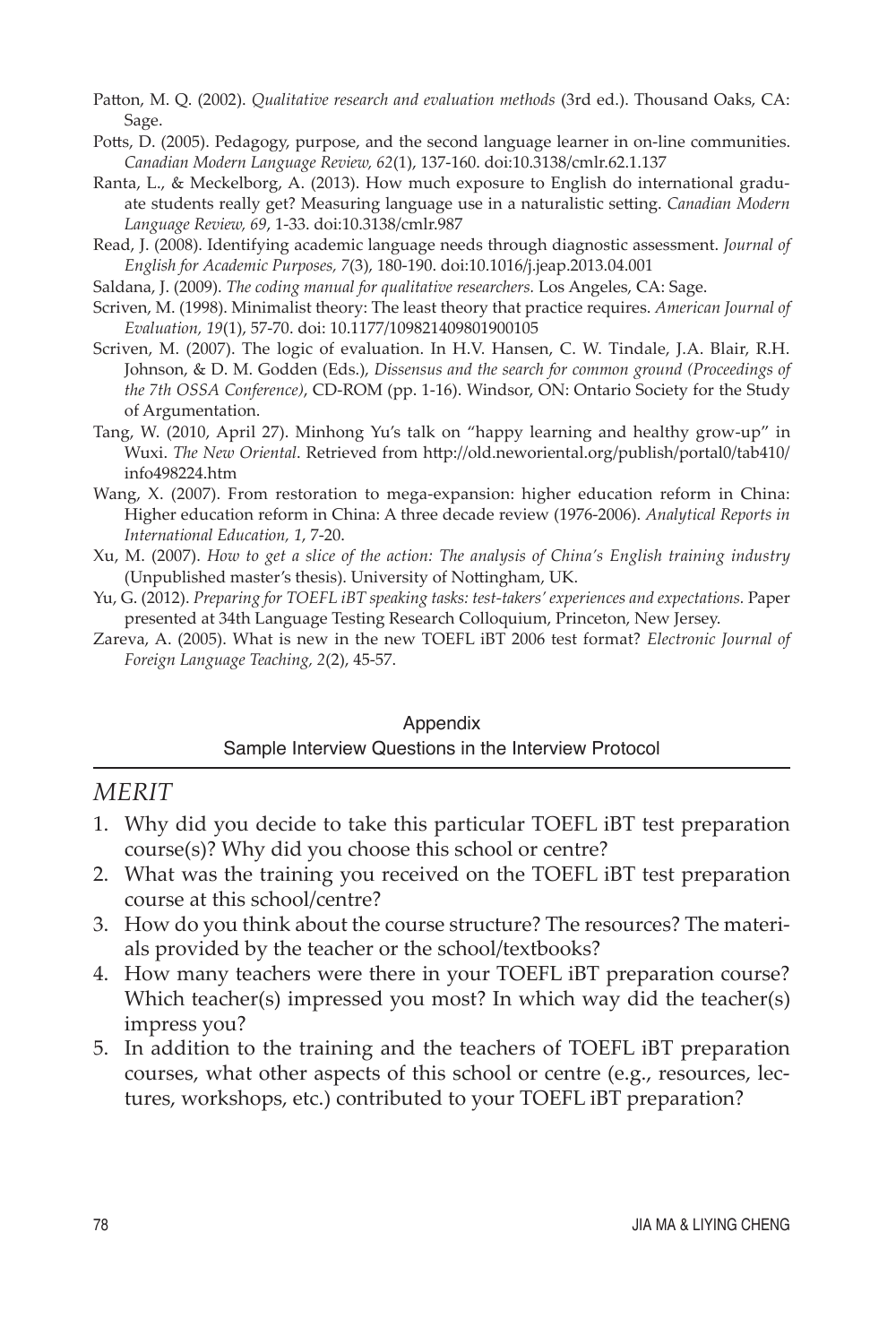Patton, M. Q. (2002). *Qualitative research and evaluation methods* (3rd ed.). Thousand Oaks, CA: Sage.

Potts, D. (2005). Pedagogy, purpose, and the second language learner in on-line communities. *Canadian Modern Language Review, 62*(1), 137-160. doi:10.3138/cmlr.62.1.137

Ranta, L., & Meckelborg, A. (2013). How much exposure to English do international graduate students really get? Measuring language use in a naturalistic setting. *Canadian Modern Language Review, 69*, 1-33. doi:10.3138/cmlr.987

Read, J. (2008). Identifying academic language needs through diagnostic assessment. *Journal of English for Academic Purposes, 7*(3), 180-190. doi:10.1016/j.jeap.2013.04.001

Saldana, J. (2009). *The coding manual for qualitative researchers.* Los Angeles, CA: Sage.

Scriven, M. (1998). Minimalist theory: The least theory that practice requires. *American Journal of Evaluation, 19*(1), 57-70. doi: 10.1177/109821409801900105

Scriven, M. (2007). The logic of evaluation. In H.V. Hansen, C. W. Tindale, J.A. Blair, R.H. Johnson, & D. M. Godden (Eds.), *Dissensus and the search for common ground (Proceedings of the 7th OSSA Conference)*, CD-ROM (pp. 1-16). Windsor, ON: Ontario Society for the Study of Argumentation.

Tang, W. (2010, April 27). Minhong Yu's talk on "happy learning and healthy grow-up" in Wuxi. *The New Oriental*. Retrieved from http://old.neworiental.org/publish/portal0/tab410/info498224.htm

Wang, X. (2007). From restoration to mega-expansion: higher education reform in China: Higher education reform in China: A three decade review (1976-2006). *Analytical Reports in International Education, 1*, 7-20.

Xu, M. (2007). *How to get a slice of the action: The analysis of China's English training industry* (Unpublished master's thesis). University of Nottingham, UK.

Yu, G. (2012). *Preparing for TOEFL iBT speaking tasks: test-takers' experiences and expectations.* Paper presented at 34th Language Testing Research Colloquium, Princeton, New Jersey.

Zareva, A. (2005). What is new in the new TOEFL iBT 2006 test format? *Electronic Journal of Foreign Language Teaching, 2*(2), 45-57.

## Appendix

### Sample Interview Questions in the Interview Protocol

*MERIT*

1. Why did you decide to take this particular TOEFL iBT test preparation course(s)? Why did you choose this school or centre?
2. What was the training you received on the TOEFL iBT test preparation course at this school/centre?
3. How do you think about the course structure? The resources? The materials provided by the teacher or the school/textbooks?
4. How many teachers were there in your TOEFL iBT preparation course? Which teacher(s) impressed you most? In which way did the teacher(s) impress you?
5. In addition to the training and the teachers of TOEFL iBT preparation courses, what other aspects of this school or centre (e.g., resources, lectures, workshops, etc.) contributed to your TOEFL iBT preparation?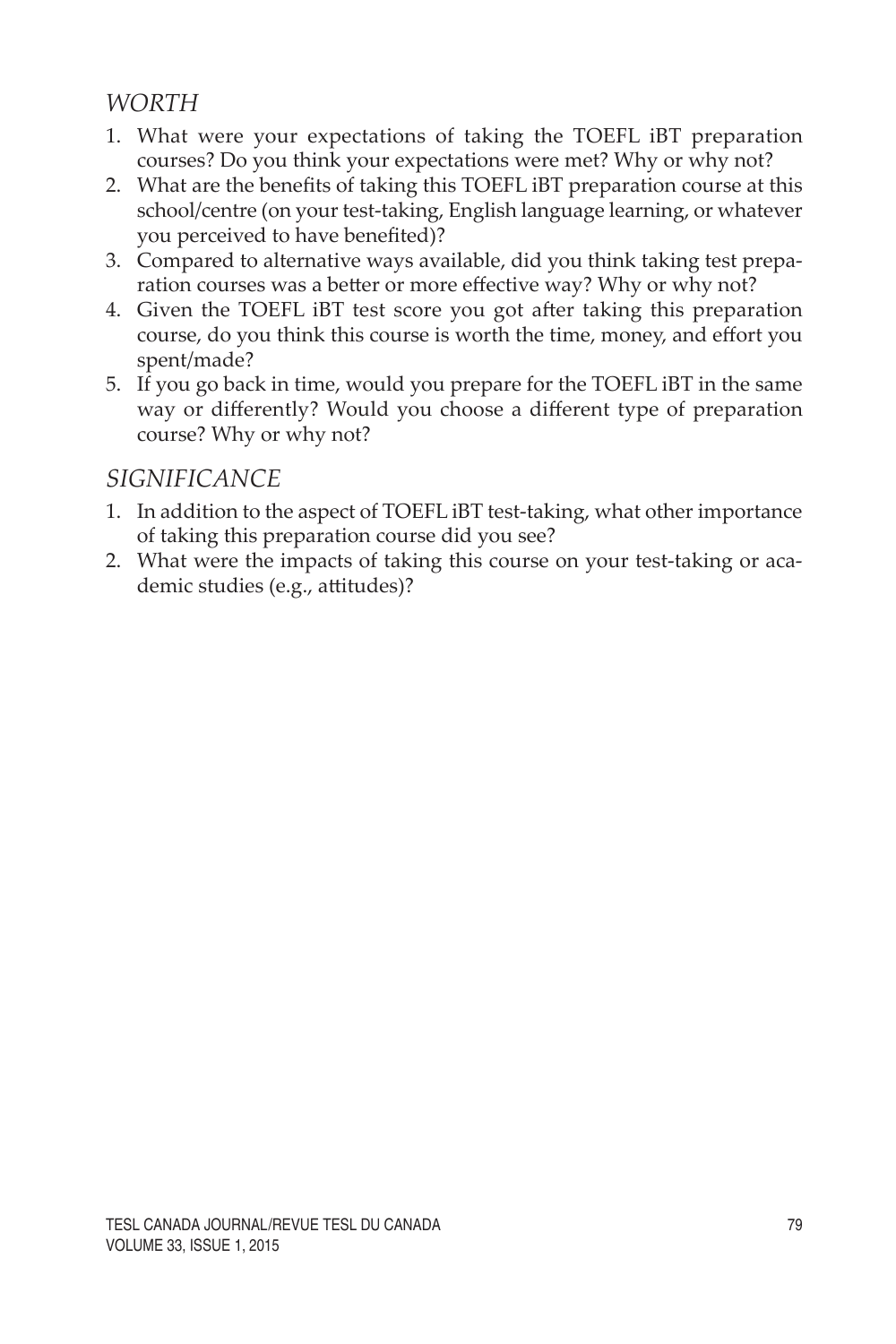*WORTH*

1. What were your expectations of taking the TOEFL iBT preparation courses? Do you think your expectations were met? Why or why not?
2. What are the benefits of taking this TOEFL iBT preparation course at this school/centre (on your test-taking, English language learning, or whatever you perceived to have benefited)?
3. Compared to alternative ways available, did you think taking test preparation courses was a better or more effective way? Why or why not?
4. Given the TOEFL iBT test score you got after taking this preparation course, do you think this course is worth the time, money, and effort you spent/made?
5. If you go back in time, would you prepare for the TOEFL iBT in the same way or differently? Would you choose a different type of preparation course? Why or why not?

*SIGNIFICANCE*

1. In addition to the aspect of TOEFL iBT test-taking, what other importance of taking this preparation course did you see?
2. What were the impacts of taking this course on your test-taking or academic studies (e.g., attitudes)?